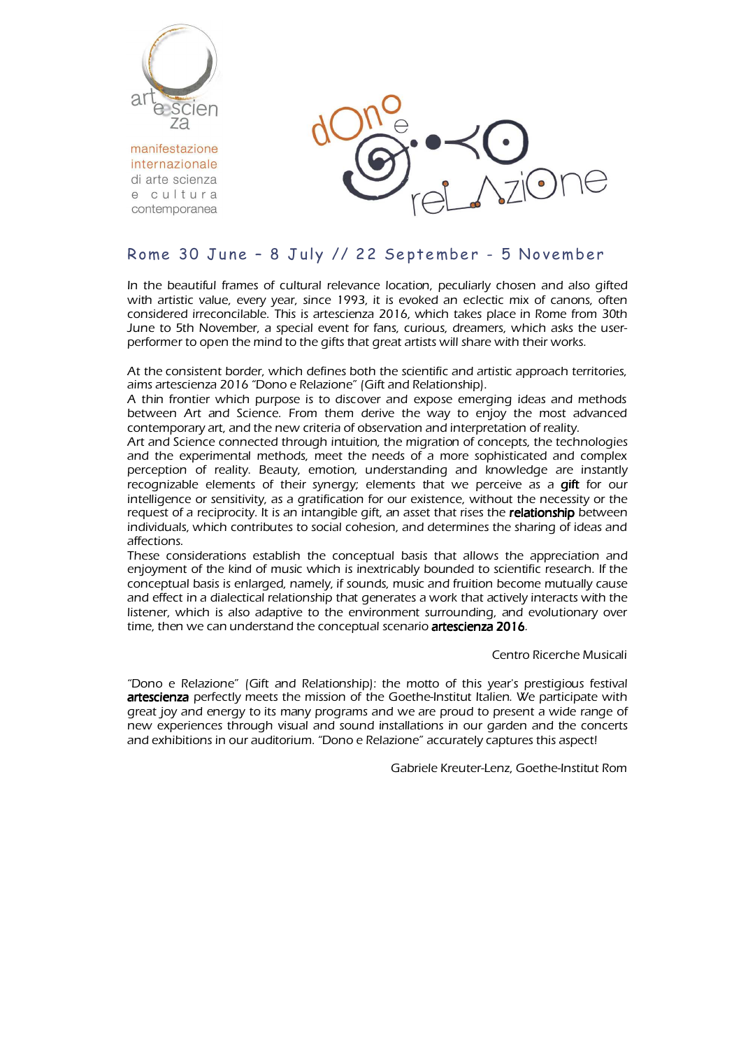artescienza

manifestazione internazionale di arte scienza e cultura contemporanea

dOno e reLAzione

## Rome 30 June – 8 July // 22 September - 5 November

In the beautiful frames of cultural relevance location, peculiarly chosen and also gifted with artistic value, every year, since 1993, it is evoked an eclectic mix of canons, often considered irreconcilable. This is artescienza 2016, which takes place in Rome from 30th June to 5th November, a special event for fans, curious, dreamers, which asks the user-performer to open the mind to the gifts that great artists will share with their works.

At the consistent border, which defines both the scientific and artistic approach territories, aims artescienza 2016 "Dono e Relazione" (Gift and Relationship).
A thin frontier which purpose is to discover and expose emerging ideas and methods between Art and Science. From them derive the way to enjoy the most advanced contemporary art, and the new criteria of observation and interpretation of reality.
Art and Science connected through intuition, the migration of concepts, the technologies and the experimental methods, meet the needs of a more sophisticated and complex perception of reality. Beauty, emotion, understanding and knowledge are instantly recognizable elements of their synergy; elements that we perceive as a **gift** for our intelligence or sensitivity, as a gratification for our existence, without the necessity or the request of a reciprocity. It is an intangible gift, an asset that rises the **relationship** between individuals, which contributes to social cohesion, and determines the sharing of ideas and affections.
These considerations establish the conceptual basis that allows the appreciation and enjoyment of the kind of music which is inextricably bounded to scientific research. If the conceptual basis is enlarged, namely, if sounds, music and fruition become mutually cause and effect in a dialectical relationship that generates a work that actively interacts with the listener, which is also adaptive to the environment surrounding, and evolutionary over time, then we can understand the conceptual scenario **artescienza 2016**.

Centro Ricerche Musicali

"Dono e Relazione" (Gift and Relationship): the motto of this year's prestigious festival **artescienza** perfectly meets the mission of the Goethe-Institut Italien. We participate with great joy and energy to its many programs and we are proud to present a wide range of new experiences through visual and sound installations in our garden and the concerts and exhibitions in our auditorium. "Dono e Relazione" accurately captures this aspect!

Gabriele Kreuter-Lenz, Goethe-Institut Rom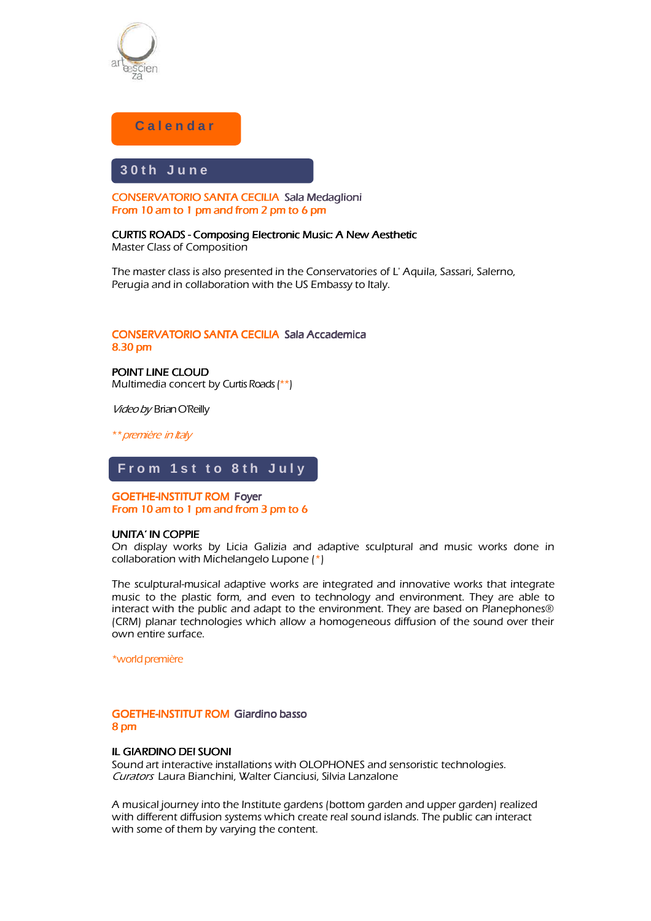# Calendar

## 30th June

**CONSERVATORIO SANTA CECILIA** Sala Medaglioni
**From 10 am to 1 pm and from 2 pm to 6 pm**

**CURTIS ROADS - Composing Electronic Music: A New Aesthetic**
Master Class of Composition

The master class is also presented in the Conservatories of L' Aquila, Sassari, Salerno, Perugia and in collaboration with the US Embassy to Italy.

**CONSERVATORIO SANTA CECILIA** Sala Accademica
**8.30 pm**

**POINT LINE CLOUD**
Multimedia concert by Curtis Roads (**)

*Video by* Brian O'Reilly

*** première in Italy*

## From 1st to 8th July

**GOETHE-INSTITUT ROM** Foyer
**From 10 am to 1 pm and from 3 pm to 6**

**UNITA' IN COPPIE**
On display works by Licia Galizia and adaptive sculptural and music works done in collaboration with Michelangelo Lupone (*)

The sculptural-musical adaptive works are integrated and innovative works that integrate music to the plastic form, and even to technology and environment. They are able to interact with the public and adapt to the environment. They are based on Planephones® (CRM) planar technologies which allow a homogeneous diffusion of the sound over their own entire surface.

*world première

**GOETHE-INSTITUT ROM** Giardino basso
**8 pm**

**IL GIARDINO DEI SUONI**
Sound art interactive installations with OLOPHONES and sensoristic technologies.
*Curators* Laura Bianchini, Walter Cianciusi, Silvia Lanzalone

A musical journey into the Institute gardens (bottom garden and upper garden) realized with different diffusion systems which create real sound islands. The public can interact with some of them by varying the content.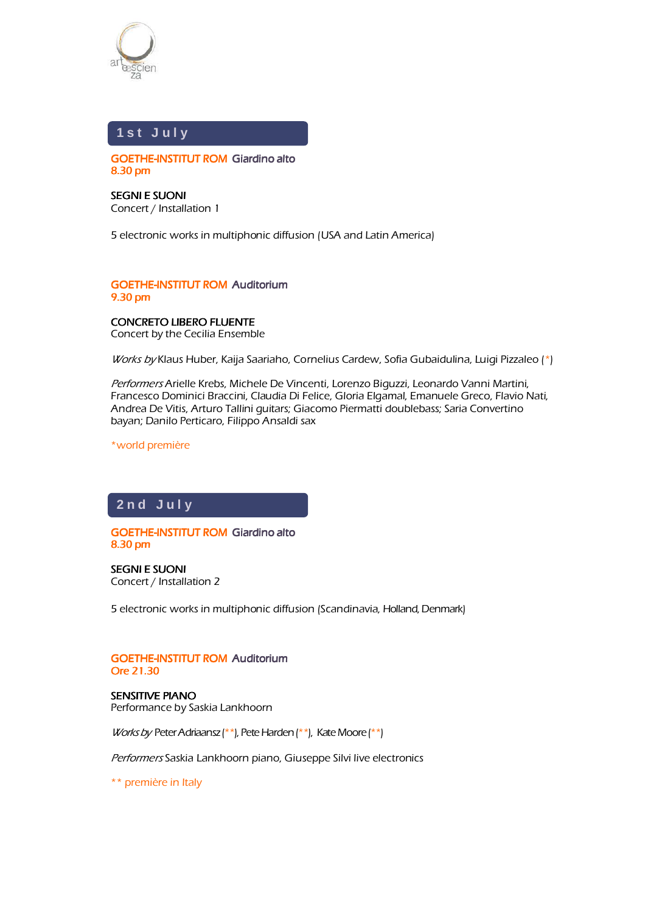## 1st July

**GOETHE-INSTITUT ROM** Giardino alto
8.30 pm

**SEGNI E SUONI**
Concert / Installation 1

5 electronic works in multiphonic diffusion (USA and Latin America)

**GOETHE-INSTITUT ROM** Auditorium
9.30 pm

**CONCRETO LIBERO FLUENTE**
Concert by the Cecilia Ensemble

*Works by* Klaus Huber, Kaija Saariaho, Cornelius Cardew, Sofia Gubaidulina, Luigi Pizzaleo (*)

*Performers* Arielle Krebs, Michele De Vincenti, Lorenzo Biguzzi, Leonardo Vanni Martini, Francesco Dominici Braccini, Claudia Di Felice, Gloria Elgamal, Emanuele Greco, Flavio Nati, Andrea De Vitis, Arturo Tallini guitars; Giacomo Piermatti doublebass; Saria Convertino bayan; Danilo Perticaro, Filippo Ansaldi sax

*world première

## 2nd July

**GOETHE-INSTITUT ROM** Giardino alto
8.30 pm

**SEGNI E SUONI**
Concert / Installation 2

5 electronic works in multiphonic diffusion (Scandinavia, Holland, Denmark)

**GOETHE-INSTITUT ROM** Auditorium
Ore 21.30

**SENSITIVE PIANO**
Performance by Saskia Lankhoorn

*Works by* Peter Adriaansz (**), Pete Harden (**), Kate Moore (**)

*Performers* Saskia Lankhoorn piano, Giuseppe Silvi live electronics

** première in Italy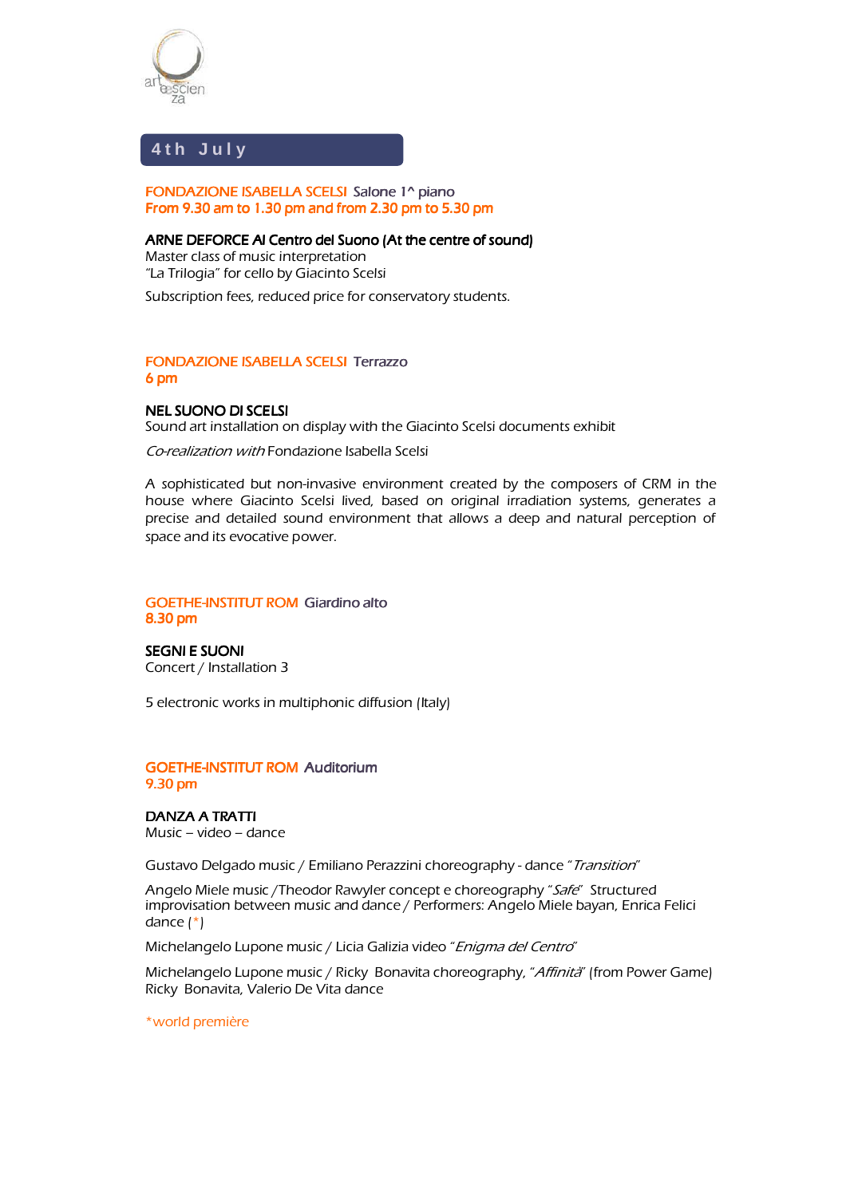## 4th July

**FONDAZIONE ISABELLA SCELSI** Salone 1^ piano
**From 9.30 am to 1.30 pm and from 2.30 pm to 5.30 pm**

**ARNE DEFORCE Al Centro del Suono (At the centre of sound)**
Master class of music interpretation
"La Trilogia" for cello by Giacinto Scelsi

Subscription fees, reduced price for conservatory students.

**FONDAZIONE ISABELLA SCELSI** Terrazzo
**6 pm**

**NEL SUONO DI SCELSI**
Sound art installation on display with the Giacinto Scelsi documents exhibit

*Co-realization with* Fondazione Isabella Scelsi

A sophisticated but non-invasive environment created by the composers of CRM in the house where Giacinto Scelsi lived, based on original irradiation systems, generates a precise and detailed sound environment that allows a deep and natural perception of space and its evocative power.

**GOETHE-INSTITUT ROM** Giardino alto
**8.30 pm**

**SEGNI E SUONI**
Concert / Installation 3

5 electronic works in multiphonic diffusion (Italy)

**GOETHE-INSTITUT ROM** Auditorium
**9.30 pm**

**DANZA A TRATTI**
Music – video – dance

Gustavo Delgado music / Emiliano Perazzini choreography - dance "*Transition*"

Angelo Miele music /Theodor Rawyler concept e choreography "*Safe*" Structured improvisation between music and dance / Performers: Angelo Miele bayan, Enrica Felici dance (*)

Michelangelo Lupone music / Licia Galizia video "*Enigma del Centro*"

Michelangelo Lupone music / Ricky Bonavita choreography, "*Affinità*" (from Power Game) Ricky Bonavita, Valerio De Vita dance

*world première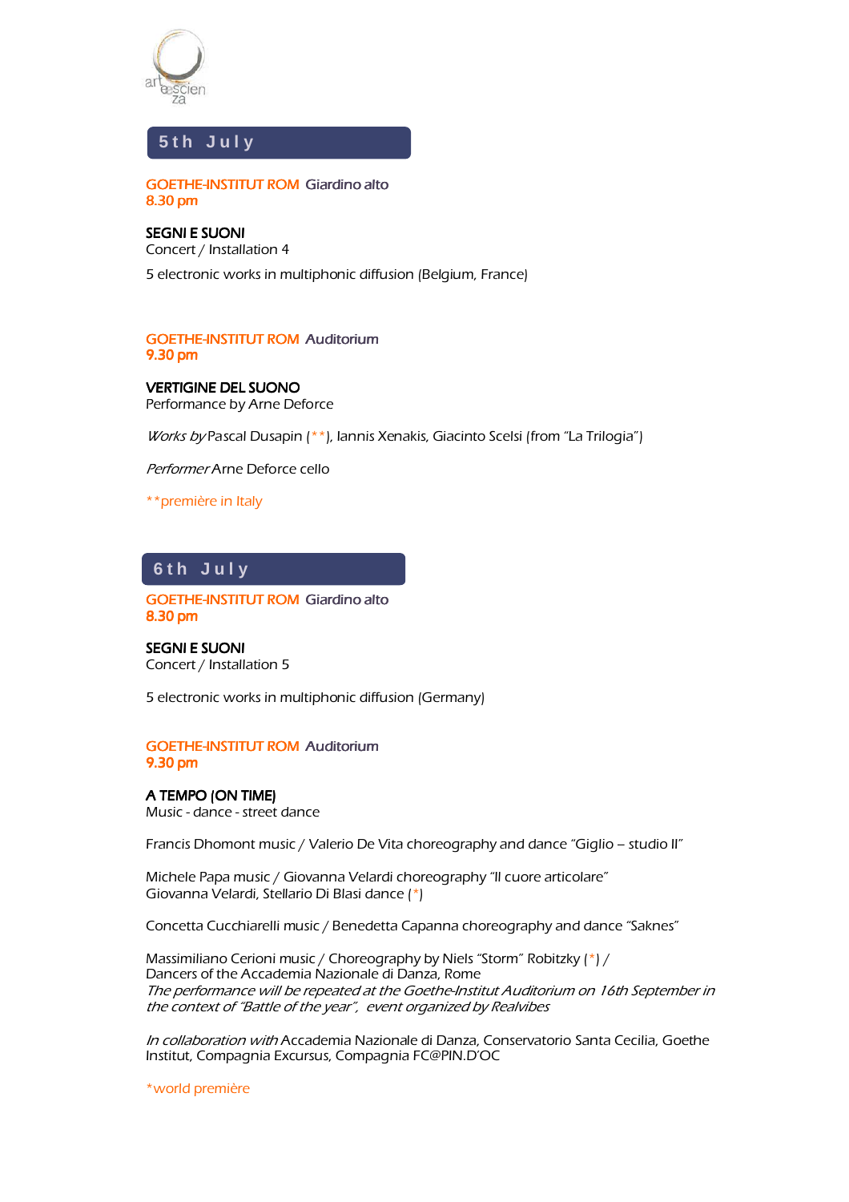## 5th July

**GOETHE-INSTITUT ROM** Giardino alto
**8.30 pm**

**SEGNI E SUONI**
Concert / Installation 4

5 electronic works in multiphonic diffusion (Belgium, France)

**GOETHE-INSTITUT ROM** Auditorium
**9.30 pm**

**VERTIGINE DEL SUONO**
Performance by Arne Deforce

*Works by* Pascal Dusapin (**), Iannis Xenakis, Giacinto Scelsi (from “La Trilogia”)

*Performer* Arne Deforce cello

**première in Italy

## 6th July

**GOETHE-INSTITUT ROM** Giardino alto
**8.30 pm**

**SEGNI E SUONI**
Concert / Installation 5

5 electronic works in multiphonic diffusion (Germany)

**GOETHE-INSTITUT ROM** Auditorium
**9.30 pm**

**A TEMPO (ON TIME)**
Music - dance - street dance

Francis Dhomont music / Valerio De Vita choreography and dance “Giglio – studio II”

Michele Papa music / Giovanna Velardi choreography “Il cuore articolare”
Giovanna Velardi, Stellario Di Blasi dance (*)

Concetta Cucchiarelli music / Benedetta Capanna choreography and dance “Saknes”

Massimiliano Cerioni music / Choreography by Niels “Storm” Robitzky (*) /
Dancers of the Accademia Nazionale di Danza, Rome
*The performance will be repeated at the Goethe-Institut Auditorium on 16th September in the context of “Battle of the year”, event organized by Realvibes*

*In collaboration with* Accademia Nazionale di Danza, Conservatorio Santa Cecilia, Goethe Institut, Compagnia Excursus, Compagnia FC@PIN.D’OC

*world première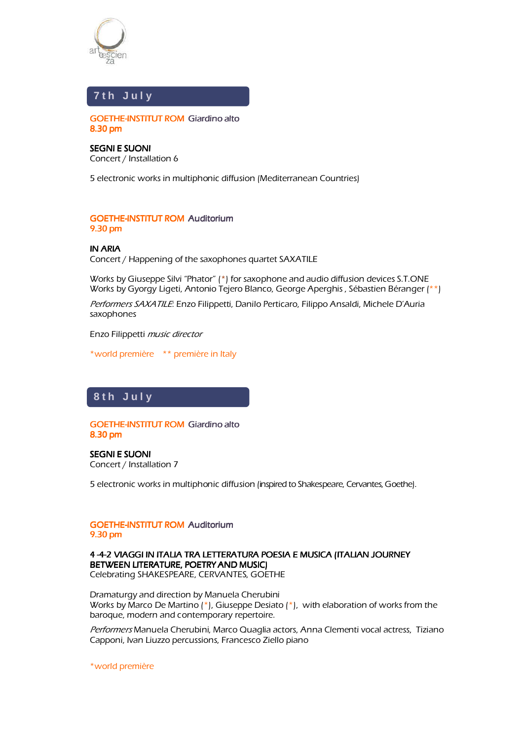## 7th July

**GOETHE-INSTITUT ROM** Giardino alto
**8.30 pm**

**SEGNI E SUONI**
Concert / Installation 6

5 electronic works in multiphonic diffusion (Mediterranean Countries)

**GOETHE-INSTITUT ROM** Auditorium
**9.30 pm**

**IN ARIA**
Concert / Happening of the saxophones quartet SAXATILE

Works by Giuseppe Silvi "Phator" (*) for saxophone and audio diffusion devices S.T.ONE
Works by Gyorgy Ligeti, Antonio Tejero Blanco, George Aperghis , Sébastien Béranger (**)

*Performers SAXATILE*: Enzo Filippetti, Danilo Perticaro, Filippo Ansaldi, Michele D'Auria saxophones

Enzo Filippetti *music director*

*world première  ** première in Italy

## 8th July

**GOETHE-INSTITUT ROM** Giardino alto
**8.30 pm**

**SEGNI E SUONI**
Concert / Installation 7

5 electronic works in multiphonic diffusion (inspired to Shakespeare, Cervantes, Goethe).

**GOETHE-INSTITUT ROM** Auditorium
**9.30 pm**

**4 -4-2 VIAGGI IN ITALIA TRA LETTERATURA POESIA E MUSICA (ITALIAN JOURNEY BETWEEN LITERATURE, POETRY AND MUSIC)**
Celebrating SHAKESPEARE, CERVANTES, GOETHE

Dramaturgy and direction by Manuela Cherubini
Works by Marco De Martino (*), Giuseppe Desiato (*), with elaboration of works from the baroque, modern and contemporary repertoire.

*Performers* Manuela Cherubini, Marco Quaglia actors, Anna Clementi vocal actress, Tiziano Capponi, Ivan Liuzzo percussions, Francesco Ziello piano

*world première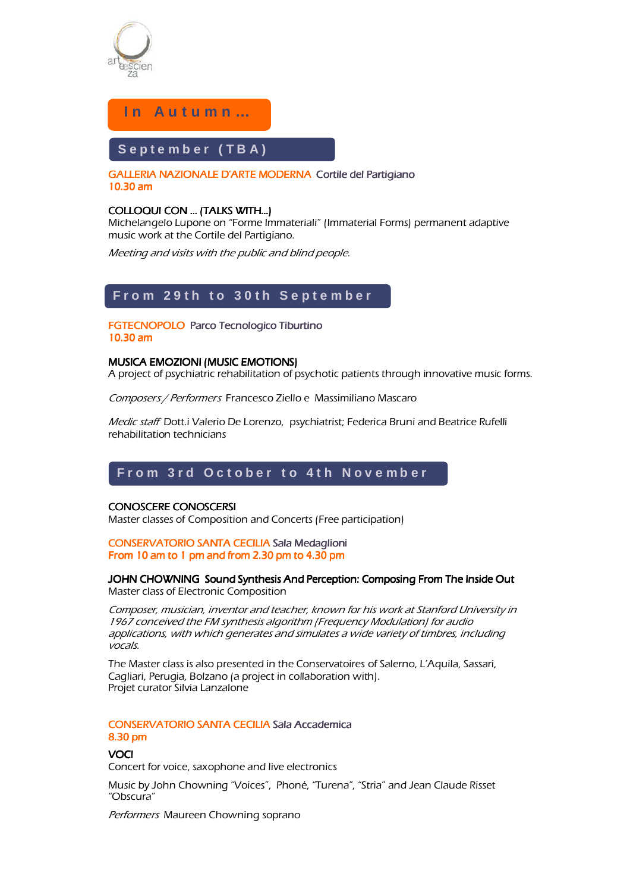# In Autumn…

## September (TBA)

GALLERIA NAZIONALE D'ARTE MODERNA Cortile del Partigiano
10.30 am

**COLLOQUI CON … (TALKS WITH…)**
Michelangelo Lupone on "Forme Immateriali" (Immaterial Forms) permanent adaptive music work at the Cortile del Partigiano.

*Meeting and visits with the public and blind people.*

## From 29th to 30th September

FGTECNOPOLO Parco Tecnologico Tiburtino
10.30 am

**MUSICA EMOZIONI (MUSIC EMOTIONS)**
A project of psychiatric rehabilitation of psychotic patients through innovative music forms.

*Composers / Performers* Francesco Ziello e Massimiliano Mascaro

*Medic staff* Dott.i Valerio De Lorenzo, psychiatrist; Federica Bruni and Beatrice Rufelli rehabilitation technicians

## From 3rd October to 4th November

**CONOSCERE CONOSCERSI**
Master classes of Composition and Concerts (Free participation)

CONSERVATORIO SANTA CECILIA Sala Medaglioni
From 10 am to 1 pm and from 2.30 pm to 4.30 pm

**JOHN CHOWNING Sound Synthesis And Perception: Composing From The Inside Out**
Master class of Electronic Composition

*Composer, musician, inventor and teacher, known for his work at Stanford University in 1967 conceived the FM synthesis algorithm (Frequency Modulation) for audio applications, with which generates and simulates a wide variety of timbres, including vocals.*

The Master class is also presented in the Conservatoires of Salerno, L'Aquila, Sassari, Cagliari, Perugia, Bolzano (a project in collaboration with).
Projet curator Silvia Lanzalone

CONSERVATORIO SANTA CECILIA Sala Accademica
8.30 pm

**VOCI**
Concert for voice, saxophone and live electronics

Music by John Chowning "Voices", Phoné, "Turena", "Stria" and Jean Claude Risset "Obscura"

*Performers* Maureen Chowning soprano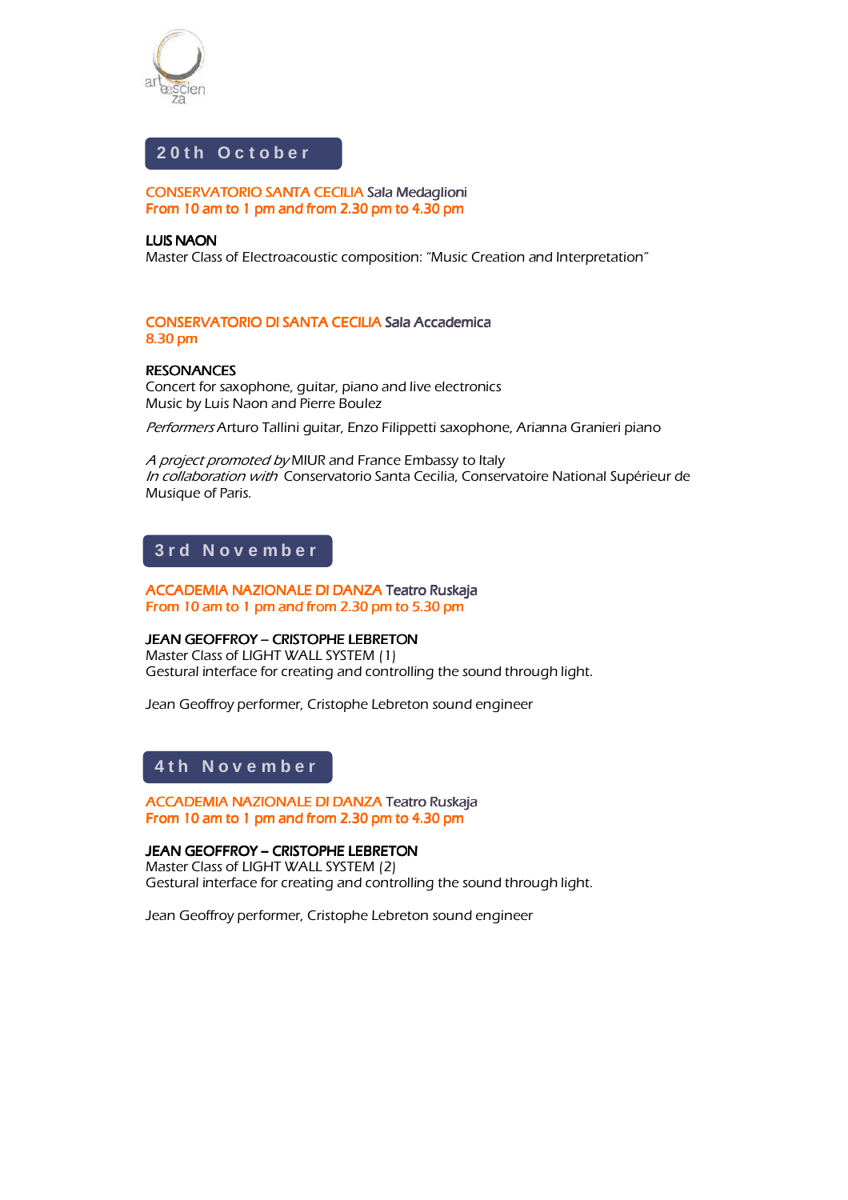## 20th October

**CONSERVATORIO SANTA CECILIA Sala Medaglioni**
**From 10 am to 1 pm and from 2.30 pm to 4.30 pm**

**LUIS NAON**
Master Class of Electroacoustic composition: "Music Creation and Interpretation"

**CONSERVATORIO DI SANTA CECILIA Sala Accademica**
**8.30 pm**

**RESONANCES**
Concert for saxophone, guitar, piano and live electronics
Music by Luis Naon and Pierre Boulez

*Performers* Arturo Tallini guitar, Enzo Filippetti saxophone, Arianna Granieri piano

*A project promoted by* MIUR and France Embassy to Italy
*In collaboration with* Conservatorio Santa Cecilia, Conservatoire National Supérieur de Musique of Paris.

## 3rd November

**ACCADEMIA NAZIONALE DI DANZA Teatro Ruskaja**
**From 10 am to 1 pm and from 2.30 pm to 5.30 pm**

**JEAN GEOFFROY – CRISTOPHE LEBRETON**
Master Class of LIGHT WALL SYSTEM (1)
Gestural interface for creating and controlling the sound through light.

Jean Geoffroy performer, Cristophe Lebreton sound engineer

## 4th November

**ACCADEMIA NAZIONALE DI DANZA Teatro Ruskaja**
**From 10 am to 1 pm and from 2.30 pm to 4.30 pm**

**JEAN GEOFFROY – CRISTOPHE LEBRETON**
Master Class of LIGHT WALL SYSTEM (2)
Gestural interface for creating and controlling the sound through light.

Jean Geoffroy performer, Cristophe Lebreton sound engineer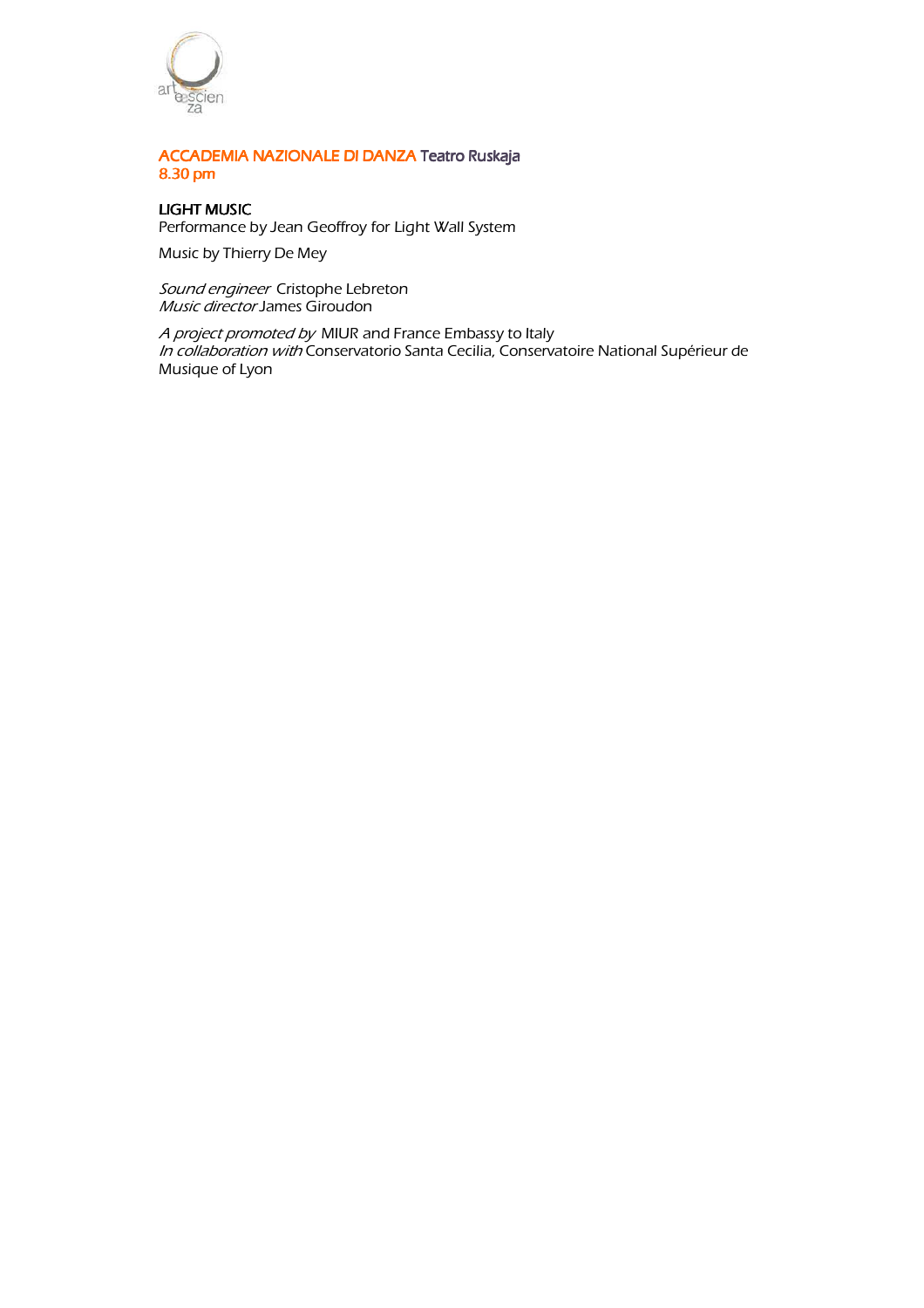**ACCADEMIA NAZIONALE DI DANZA** Teatro Ruskaja
**8.30 pm**

**LIGHT MUSIC**
Performance by Jean Geoffroy for Light Wall System

Music by Thierry De Mey

*Sound engineer* Cristophe Lebreton
*Music director* James Giroudon

*A project promoted by* MIUR and France Embassy to Italy
*In collaboration with* Conservatorio Santa Cecilia, Conservatoire National Supérieur de Musique of Lyon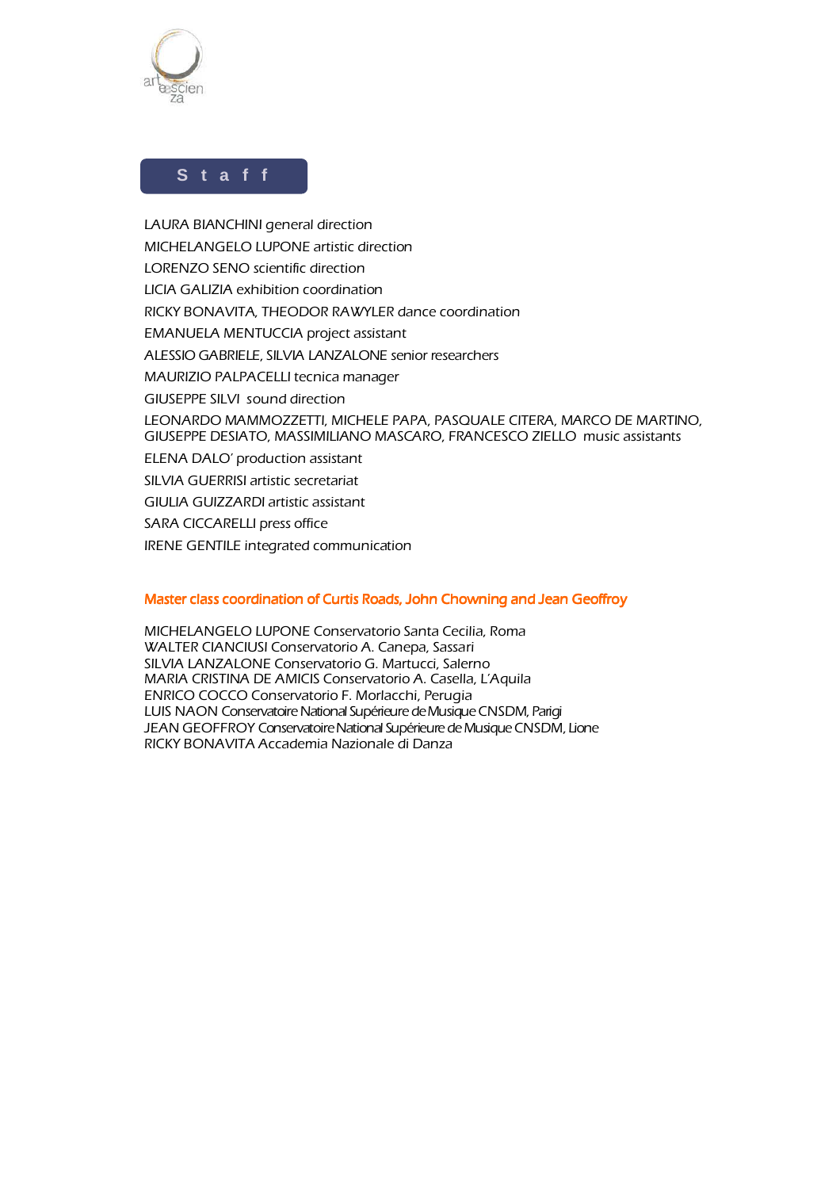## S t a f f

LAURA BIANCHINI general direction

MICHELANGELO LUPONE artistic direction

LORENZO SENO scientific direction

LICIA GALIZIA exhibition coordination

RICKY BONAVITA, THEODOR RAWYLER dance coordination

EMANUELA MENTUCCIA project assistant

ALESSIO GABRIELE, SILVIA LANZALONE senior researchers

MAURIZIO PALPACELLI tecnica manager

GIUSEPPE SILVI sound direction

LEONARDO MAMMOZZETTI, MICHELE PAPA, PASQUALE CITERA, MARCO DE MARTINO, GIUSEPPE DESIATO, MASSIMILIANO MASCARO, FRANCESCO ZIELLO music assistants

ELENA DALO' production assistant

SILVIA GUERRISI artistic secretariat

GIULIA GUIZZARDI artistic assistant

SARA CICCARELLI press office

IRENE GENTILE integrated communication

### Master class coordination of Curtis Roads, John Chowning and Jean Geoffroy

MICHELANGELO LUPONE Conservatorio Santa Cecilia, Roma
WALTER CIANCIUSI Conservatorio A. Canepa, Sassari
SILVIA LANZALONE Conservatorio G. Martucci, Salerno
MARIA CRISTINA DE AMICIS Conservatorio A. Casella, L'Aquila
ENRICO COCCO Conservatorio F. Morlacchi, Perugia
LUIS NAON Conservatoire National Supérieure de Musique CNSDM, Parigi
JEAN GEOFFROY Conservatoire National Supérieure de Musique CNSDM, Lione
RICKY BONAVITA Accademia Nazionale di Danza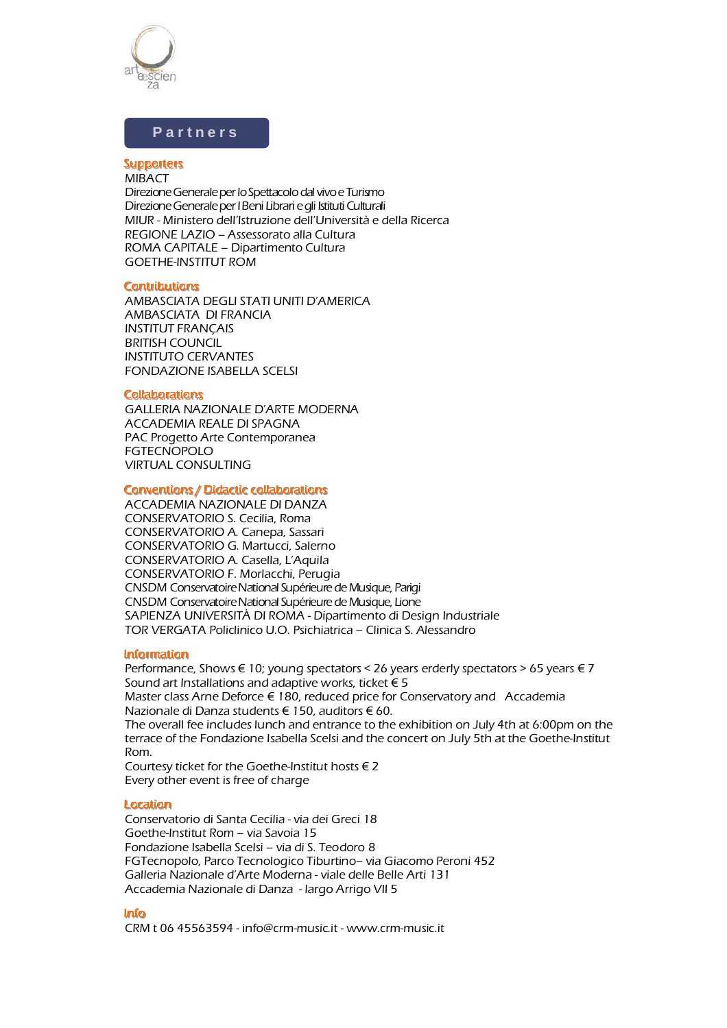## Partners

### Supporters

MIBACT
Direzione Generale per lo Spettacolo dal vivo e Turismo
Direzione Generale per I Beni Librari e gli Istituti Culturali
MIUR - Ministero dell'Istruzione dell'Università e della Ricerca
REGIONE LAZIO – Assessorato alla Cultura
ROMA CAPITALE – Dipartimento Cultura
GOETHE-INSTITUT ROM

### Contributions

AMBASCIATA DEGLI STATI UNITI D'AMERICA
AMBASCIATA DI FRANCIA
INSTITUT FRANÇAIS
BRITISH COUNCIL
INSTITUTO CERVANTES
FONDAZIONE ISABELLA SCELSI

### Collaborations

GALLERIA NAZIONALE D'ARTE MODERNA
ACCADEMIA REALE DI SPAGNA
PAC Progetto Arte Contemporanea
FGTECNOPOLO
VIRTUAL CONSULTING

### Conventions / Didactic collaborations

ACCADEMIA NAZIONALE DI DANZA
CONSERVATORIO S. Cecilia, Roma
CONSERVATORIO A. Canepa, Sassari
CONSERVATORIO G. Martucci, Salerno
CONSERVATORIO A. Casella, L'Aquila
CONSERVATORIO F. Morlacchi, Perugia
CNSDM Conservatoire National Supérieure de Musique, Parigi
CNSDM Conservatoire National Supérieure de Musique, Lione
SAPIENZA UNIVERSITÀ DI ROMA - Dipartimento di Design Industriale
TOR VERGATA Policlinico U.O. Psichiatrica – Clinica S. Alessandro

### Information

Performance, Shows € 10; young spectators < 26 years erderly spectators > 65 years € 7
Sound art Installations and adaptive works, ticket € 5
Master class Arne Deforce € 180, reduced price for Conservatory and Accademia Nazionale di Danza students € 150, auditors € 60.
The overall fee includes lunch and entrance to the exhibition on July 4th at 6:00pm on the terrace of the Fondazione Isabella Scelsi and the concert on July 5th at the Goethe-Institut Rom.
Courtesy ticket for the Goethe-Institut hosts € 2
Every other event is free of charge

### Location

Conservatorio di Santa Cecilia - via dei Greci 18
Goethe-Institut Rom – via Savoia 15
Fondazione Isabella Scelsi – via di S. Teodoro 8
FGTecnopolo, Parco Tecnologico Tiburtino– via Giacomo Peroni 452
Galleria Nazionale d'Arte Moderna - viale delle Belle Arti 131
Accademia Nazionale di Danza - largo Arrigo VII 5

### Info

CRM t 06 45563594 - info@crm-music.it - www.crm-music.it